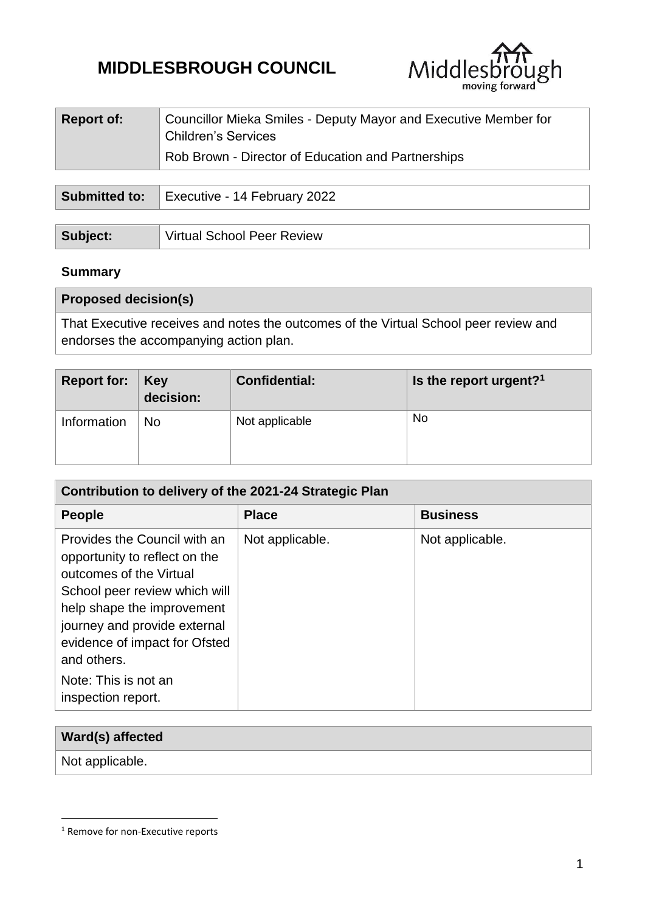# MIDDLESBROUGH COUNCIL

| Report of: | Councillor Mieka Smiles - Deputy Mayor and Executive Member for Children's Services<br>Rob Brown - Director of Education and Partnerships |
|---|---|

| Submitted to: | Executive - 14 February 2022 |
|---|---|

| Subject: | Virtual School Peer Review |
|---|---|

## Summary

| Proposed decision(s) |
|---|
| That Executive receives and notes the outcomes of the Virtual School peer review and endorses the accompanying action plan. |

| Report for: | Key decision: | Confidential: | Is the report urgent?[1] |
|---|---|---|---|
| Information | No | Not applicable | No |

| Contribution to delivery of the 2021-24 Strategic Plan | | |
|---|---|---|
| **People** | **Place** | **Business** |
| Provides the Council with an opportunity to reflect on the outcomes of the Virtual School peer review which will help shape the improvement journey and provide external evidence of impact for Ofsted and others.<br>Note: This is not an inspection report. | Not applicable. | Not applicable. |

| Ward(s) affected |
|---|
| Not applicable. |

[1] Remove for non-Executive reports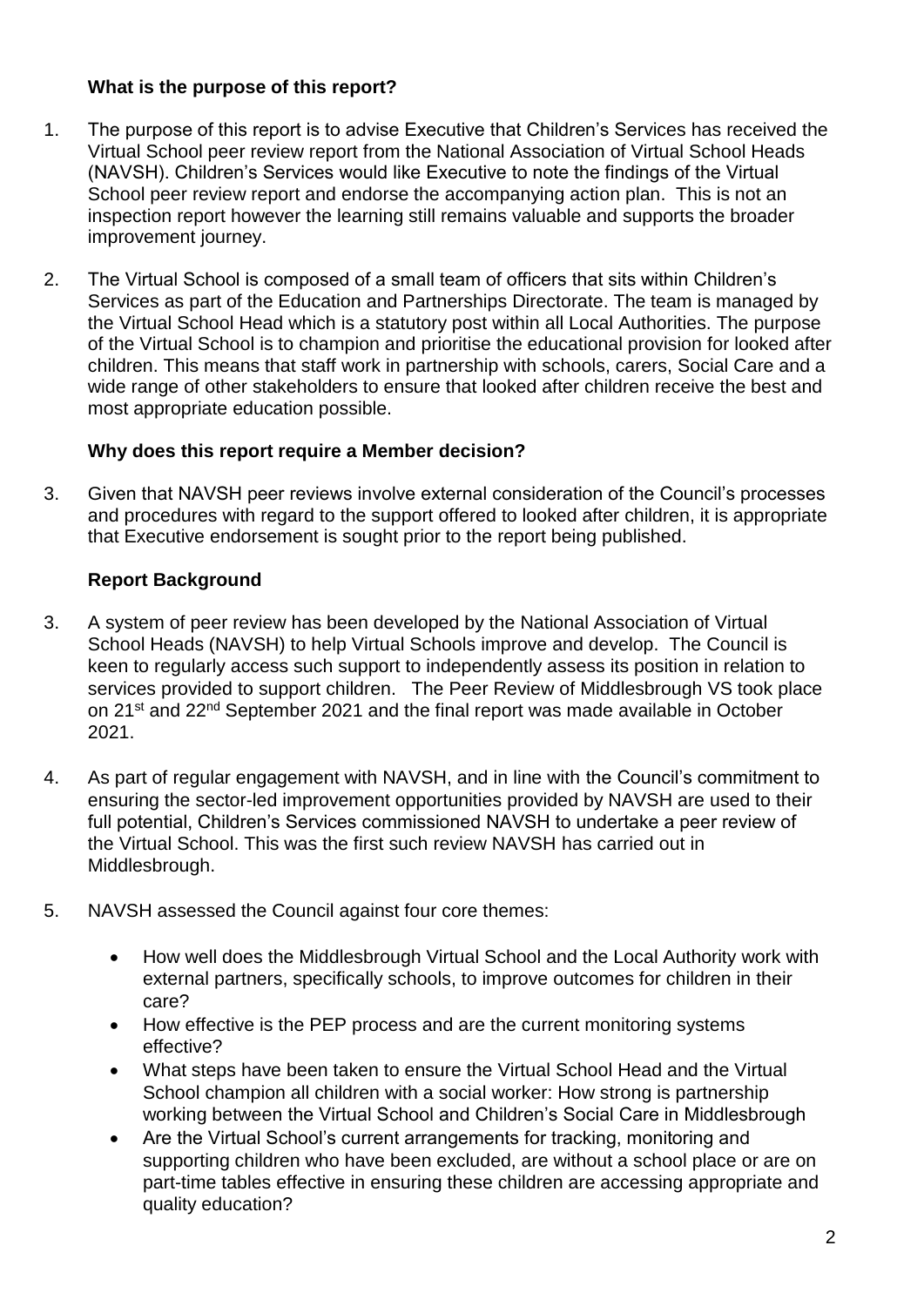### What is the purpose of this report?

1. The purpose of this report is to advise Executive that Children's Services has received the Virtual School peer review report from the National Association of Virtual School Heads (NAVSH). Children's Services would like Executive to note the findings of the Virtual School peer review report and endorse the accompanying action plan. This is not an inspection report however the learning still remains valuable and supports the broader improvement journey.

2. The Virtual School is composed of a small team of officers that sits within Children's Services as part of the Education and Partnerships Directorate. The team is managed by the Virtual School Head which is a statutory post within all Local Authorities. The purpose of the Virtual School is to champion and prioritise the educational provision for looked after children. This means that staff work in partnership with schools, carers, Social Care and a wide range of other stakeholders to ensure that looked after children receive the best and most appropriate education possible.

### Why does this report require a Member decision?

3. Given that NAVSH peer reviews involve external consideration of the Council's processes and procedures with regard to the support offered to looked after children, it is appropriate that Executive endorsement is sought prior to the report being published.

### Report Background

3. A system of peer review has been developed by the National Association of Virtual School Heads (NAVSH) to help Virtual Schools improve and develop. The Council is keen to regularly access such support to independently assess its position in relation to services provided to support children. The Peer Review of Middlesbrough VS took place on 21st and 22nd September 2021 and the final report was made available in October 2021.

4. As part of regular engagement with NAVSH, and in line with the Council's commitment to ensuring the sector-led improvement opportunities provided by NAVSH are used to their full potential, Children's Services commissioned NAVSH to undertake a peer review of the Virtual School. This was the first such review NAVSH has carried out in Middlesbrough.

5. NAVSH assessed the Council against four core themes:

   - How well does the Middlesbrough Virtual School and the Local Authority work with external partners, specifically schools, to improve outcomes for children in their care?
   - How effective is the PEP process and are the current monitoring systems effective?
   - What steps have been taken to ensure the Virtual School Head and the Virtual School champion all children with a social worker: How strong is partnership working between the Virtual School and Children's Social Care in Middlesbrough
   - Are the Virtual School's current arrangements for tracking, monitoring and supporting children who have been excluded, are without a school place or are on part-time tables effective in ensuring these children are accessing appropriate and quality education?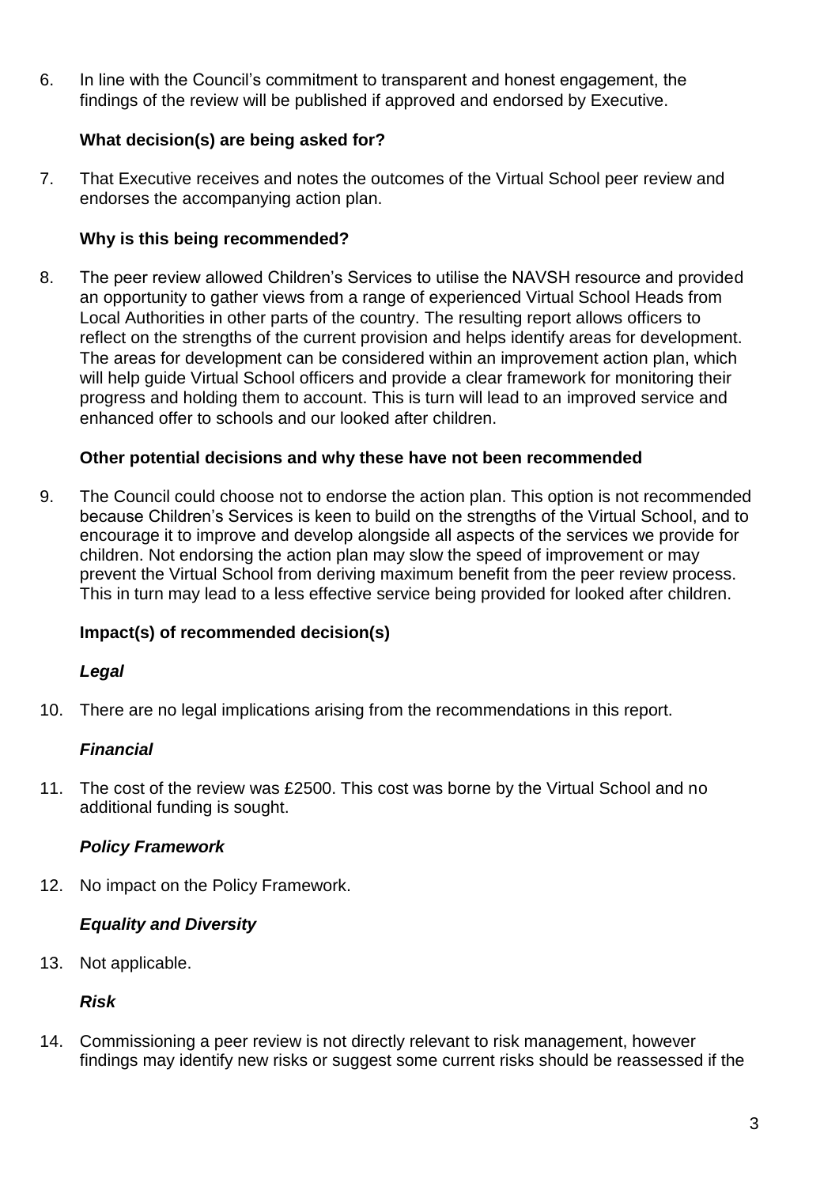6. In line with the Council's commitment to transparent and honest engagement, the findings of the review will be published if approved and endorsed by Executive.

### What decision(s) are being asked for?

7. That Executive receives and notes the outcomes of the Virtual School peer review and endorses the accompanying action plan.

### Why is this being recommended?

8. The peer review allowed Children's Services to utilise the NAVSH resource and provided an opportunity to gather views from a range of experienced Virtual School Heads from Local Authorities in other parts of the country. The resulting report allows officers to reflect on the strengths of the current provision and helps identify areas for development. The areas for development can be considered within an improvement action plan, which will help guide Virtual School officers and provide a clear framework for monitoring their progress and holding them to account. This is turn will lead to an improved service and enhanced offer to schools and our looked after children.

### Other potential decisions and why these have not been recommended

9. The Council could choose not to endorse the action plan. This option is not recommended because Children's Services is keen to build on the strengths of the Virtual School, and to encourage it to improve and develop alongside all aspects of the services we provide for children. Not endorsing the action plan may slow the speed of improvement or may prevent the Virtual School from deriving maximum benefit from the peer review process. This in turn may lead to a less effective service being provided for looked after children.

### Impact(s) of recommended decision(s)

#### *Legal*

10. There are no legal implications arising from the recommendations in this report.

#### *Financial*

11. The cost of the review was £2500. This cost was borne by the Virtual School and no additional funding is sought.

#### *Policy Framework*

12. No impact on the Policy Framework.

#### *Equality and Diversity*

13. Not applicable.

#### *Risk*

14. Commissioning a peer review is not directly relevant to risk management, however findings may identify new risks or suggest some current risks should be reassessed if the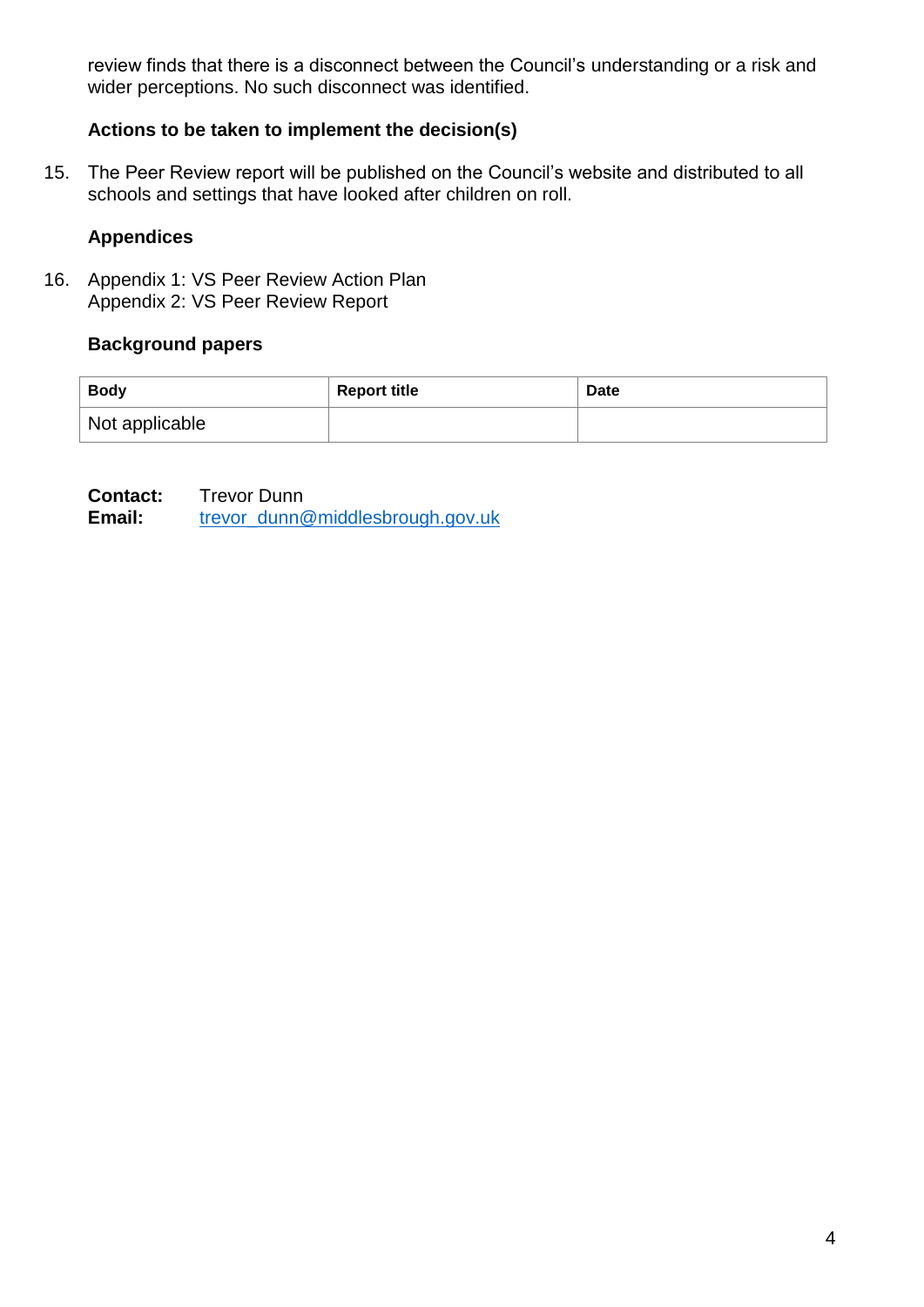review finds that there is a disconnect between the Council's understanding or a risk and wider perceptions. No such disconnect was identified.

**Actions to be taken to implement the decision(s)**

15. The Peer Review report will be published on the Council's website and distributed to all schools and settings that have looked after children on roll.

**Appendices**

16. Appendix 1: VS Peer Review Action Plan
    Appendix 2: VS Peer Review Report

**Background papers**

| Body | Report title | Date |
|---|---|---|
| Not applicable | | |

**Contact:** Trevor Dunn
**Email:** trevor_dunn@middlesbrough.gov.uk